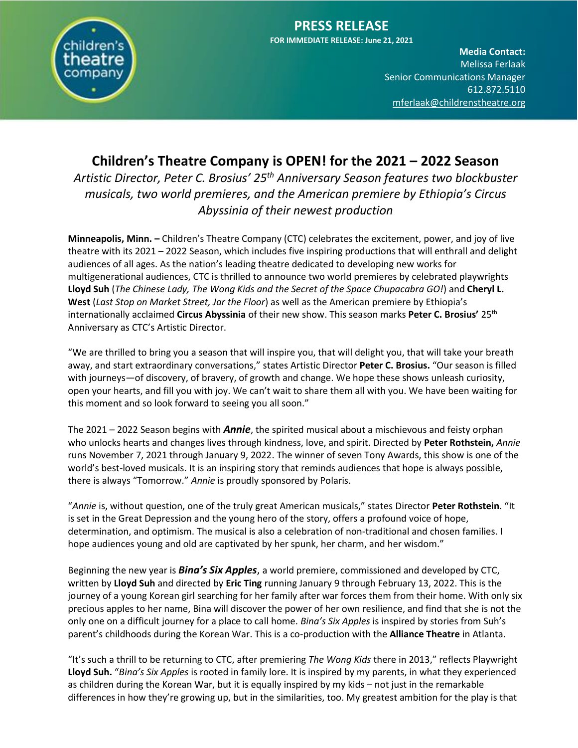# PRESS RELEASE

**FOR IMMEDIATE RELEASE: June 21, 2021**

**Media Contact:**
Melissa Ferlaak
Senior Communications Manager
612.872.5110
mferlaak@childrenstheatre.org

## Children's Theatre Company is OPEN! for the 2021 – 2022 Season

*Artistic Director, Peter C. Brosius' 25th Anniversary Season features two blockbuster musicals, two world premieres, and the American premiere by Ethiopia's Circus Abyssinia of their newest production*

**Minneapolis, Minn. –** Children's Theatre Company (CTC) celebrates the excitement, power, and joy of live theatre with its 2021 – 2022 Season, which includes five inspiring productions that will enthrall and delight audiences of all ages. As the nation's leading theatre dedicated to developing new works for multigenerational audiences, CTC is thrilled to announce two world premieres by celebrated playwrights **Lloyd Suh** (*The Chinese Lady, The Wong Kids and the Secret of the Space Chupacabra GO!*) and **Cheryl L. West** (*Last Stop on Market Street, Jar the Floor*) as well as the American premiere by Ethiopia's internationally acclaimed **Circus Abyssinia** of their new show. This season marks **Peter C. Brosius'** 25th Anniversary as CTC's Artistic Director.

"We are thrilled to bring you a season that will inspire you, that will delight you, that will take your breath away, and start extraordinary conversations," states Artistic Director **Peter C. Brosius.** "Our season is filled with journeys—of discovery, of bravery, of growth and change. We hope these shows unleash curiosity, open your hearts, and fill you with joy. We can't wait to share them all with you. We have been waiting for this moment and so look forward to seeing you all soon."

The 2021 – 2022 Season begins with ***Annie***, the spirited musical about a mischievous and feisty orphan who unlocks hearts and changes lives through kindness, love, and spirit. Directed by **Peter Rothstein,** *Annie* runs November 7, 2021 through January 9, 2022. The winner of seven Tony Awards, this show is one of the world's best-loved musicals. It is an inspiring story that reminds audiences that hope is always possible, there is always "Tomorrow." *Annie* is proudly sponsored by Polaris.

"*Annie* is, without question, one of the truly great American musicals," states Director **Peter Rothstein**. "It is set in the Great Depression and the young hero of the story, offers a profound voice of hope, determination, and optimism. The musical is also a celebration of non-traditional and chosen families. I hope audiences young and old are captivated by her spunk, her charm, and her wisdom."

Beginning the new year is ***Bina's Six Apples***, a world premiere, commissioned and developed by CTC, written by **Lloyd Suh** and directed by **Eric Ting** running January 9 through February 13, 2022. This is the journey of a young Korean girl searching for her family after war forces them from their home. With only six precious apples to her name, Bina will discover the power of her own resilience, and find that she is not the only one on a difficult journey for a place to call home. *Bina's Six Apples* is inspired by stories from Suh's parent's childhoods during the Korean War. This is a co-production with the **Alliance Theatre** in Atlanta.

"It's such a thrill to be returning to CTC, after premiering *The Wong Kids* there in 2013," reflects Playwright **Lloyd Suh.** "*Bina's Six Apples* is rooted in family lore. It is inspired by my parents, in what they experienced as children during the Korean War, but it is equally inspired by my kids – not just in the remarkable differences in how they're growing up, but in the similarities, too. My greatest ambition for the play is that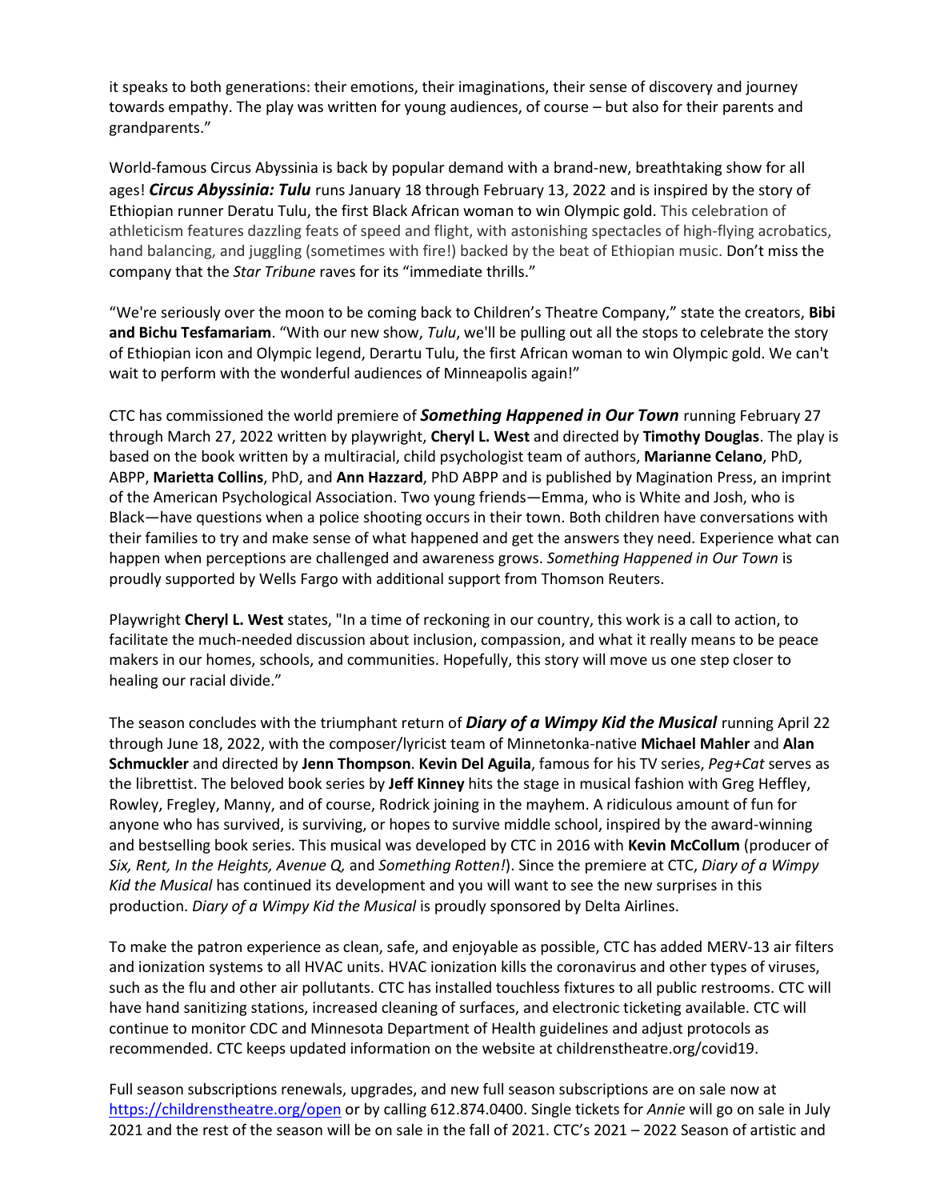it speaks to both generations: their emotions, their imaginations, their sense of discovery and journey towards empathy. The play was written for young audiences, of course – but also for their parents and grandparents."

World-famous Circus Abyssinia is back by popular demand with a brand-new, breathtaking show for all ages! ***Circus Abyssinia: Tulu*** runs January 18 through February 13, 2022 and is inspired by the story of Ethiopian runner Deratu Tulu, the first Black African woman to win Olympic gold. This celebration of athleticism features dazzling feats of speed and flight, with astonishing spectacles of high-flying acrobatics, hand balancing, and juggling (sometimes with fire!) backed by the beat of Ethiopian music. Don't miss the company that the *Star Tribune* raves for its "immediate thrills."

"We're seriously over the moon to be coming back to Children's Theatre Company," state the creators, **Bibi and Bichu Tesfamariam**. "With our new show, *Tulu*, we'll be pulling out all the stops to celebrate the story of Ethiopian icon and Olympic legend, Derartu Tulu, the first African woman to win Olympic gold. We can't wait to perform with the wonderful audiences of Minneapolis again!"

CTC has commissioned the world premiere of ***Something Happened in Our Town*** running February 27 through March 27, 2022 written by playwright, **Cheryl L. West** and directed by **Timothy Douglas**. The play is based on the book written by a multiracial, child psychologist team of authors, **Marianne Celano**, PhD, ABPP, **Marietta Collins**, PhD, and **Ann Hazzard**, PhD ABPP and is published by Magination Press, an imprint of the American Psychological Association. Two young friends—Emma, who is White and Josh, who is Black—have questions when a police shooting occurs in their town. Both children have conversations with their families to try and make sense of what happened and get the answers they need. Experience what can happen when perceptions are challenged and awareness grows. *Something Happened in Our Town* is proudly supported by Wells Fargo with additional support from Thomson Reuters.

Playwright **Cheryl L. West** states, "In a time of reckoning in our country, this work is a call to action, to facilitate the much-needed discussion about inclusion, compassion, and what it really means to be peace makers in our homes, schools, and communities. Hopefully, this story will move us one step closer to healing our racial divide."

The season concludes with the triumphant return of ***Diary of a Wimpy Kid the Musical*** running April 22 through June 18, 2022, with the composer/lyricist team of Minnetonka-native **Michael Mahler** and **Alan Schmuckler** and directed by **Jenn Thompson**. **Kevin Del Aguila**, famous for his TV series, *Peg+Cat* serves as the librettist. The beloved book series by **Jeff Kinney** hits the stage in musical fashion with Greg Heffley, Rowley, Fregley, Manny, and of course, Rodrick joining in the mayhem. A ridiculous amount of fun for anyone who has survived, is surviving, or hopes to survive middle school, inspired by the award-winning and bestselling book series. This musical was developed by CTC in 2016 with **Kevin McCollum** (producer of *Six, Rent, In the Heights, Avenue Q,* and *Something Rotten!*). Since the premiere at CTC, *Diary of a Wimpy Kid the Musical* has continued its development and you will want to see the new surprises in this production. *Diary of a Wimpy Kid the Musical* is proudly sponsored by Delta Airlines.

To make the patron experience as clean, safe, and enjoyable as possible, CTC has added MERV-13 air filters and ionization systems to all HVAC units. HVAC ionization kills the coronavirus and other types of viruses, such as the flu and other air pollutants. CTC has installed touchless fixtures to all public restrooms. CTC will have hand sanitizing stations, increased cleaning of surfaces, and electronic ticketing available. CTC will continue to monitor CDC and Minnesota Department of Health guidelines and adjust protocols as recommended. CTC keeps updated information on the website at childrenstheatre.org/covid19.

Full season subscriptions renewals, upgrades, and new full season subscriptions are on sale now at [https://childrenstheatre.org/open](https://childrenstheatre.org/open) or by calling 612.874.0400. Single tickets for *Annie* will go on sale in July 2021 and the rest of the season will be on sale in the fall of 2021. CTC's 2021 – 2022 Season of artistic and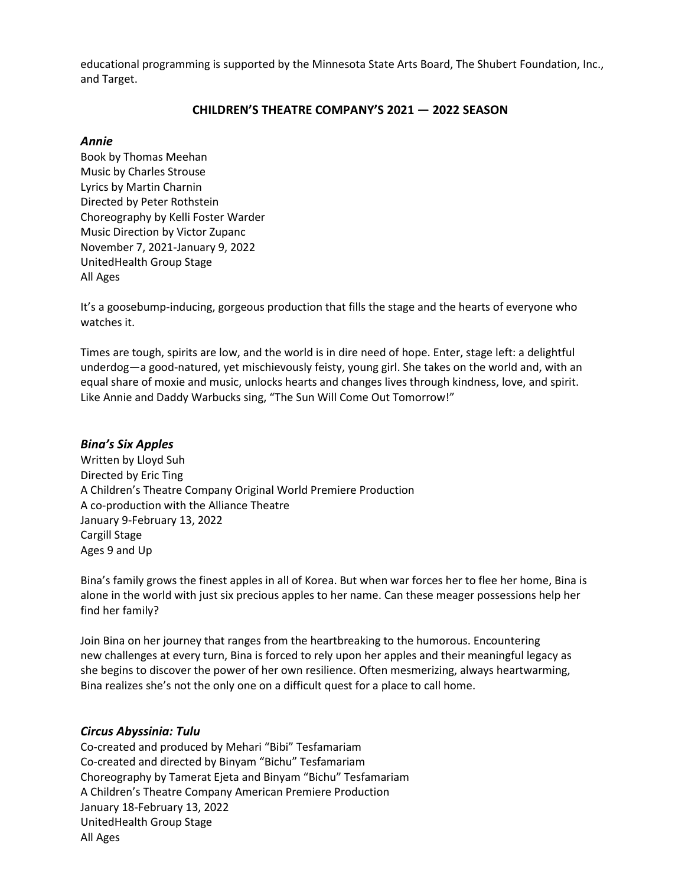educational programming is supported by the Minnesota State Arts Board, The Shubert Foundation, Inc., and Target.

## CHILDREN'S THEATRE COMPANY'S 2021 — 2022 SEASON

### *Annie*

Book by Thomas Meehan
Music by Charles Strouse
Lyrics by Martin Charnin
Directed by Peter Rothstein
Choreography by Kelli Foster Warder
Music Direction by Victor Zupanc
November 7, 2021-January 9, 2022
UnitedHealth Group Stage
All Ages

It's a goosebump-inducing, gorgeous production that fills the stage and the hearts of everyone who watches it.

Times are tough, spirits are low, and the world is in dire need of hope. Enter, stage left: a delightful underdog—a good-natured, yet mischievously feisty, young girl. She takes on the world and, with an equal share of moxie and music, unlocks hearts and changes lives through kindness, love, and spirit. Like Annie and Daddy Warbucks sing, "The Sun Will Come Out Tomorrow!"

### *Bina's Six Apples*

Written by Lloyd Suh
Directed by Eric Ting
A Children's Theatre Company Original World Premiere Production
A co-production with the Alliance Theatre
January 9-February 13, 2022
Cargill Stage
Ages 9 and Up

Bina's family grows the finest apples in all of Korea. But when war forces her to flee her home, Bina is alone in the world with just six precious apples to her name. Can these meager possessions help her find her family?

Join Bina on her journey that ranges from the heartbreaking to the humorous. Encountering new challenges at every turn, Bina is forced to rely upon her apples and their meaningful legacy as she begins to discover the power of her own resilience. Often mesmerizing, always heartwarming, Bina realizes she's not the only one on a difficult quest for a place to call home.

### *Circus Abyssinia: Tulu*

Co-created and produced by Mehari "Bibi" Tesfamariam
Co-created and directed by Binyam "Bichu" Tesfamariam
Choreography by Tamerat Ejeta and Binyam "Bichu" Tesfamariam
A Children's Theatre Company American Premiere Production
January 18-February 13, 2022
UnitedHealth Group Stage
All Ages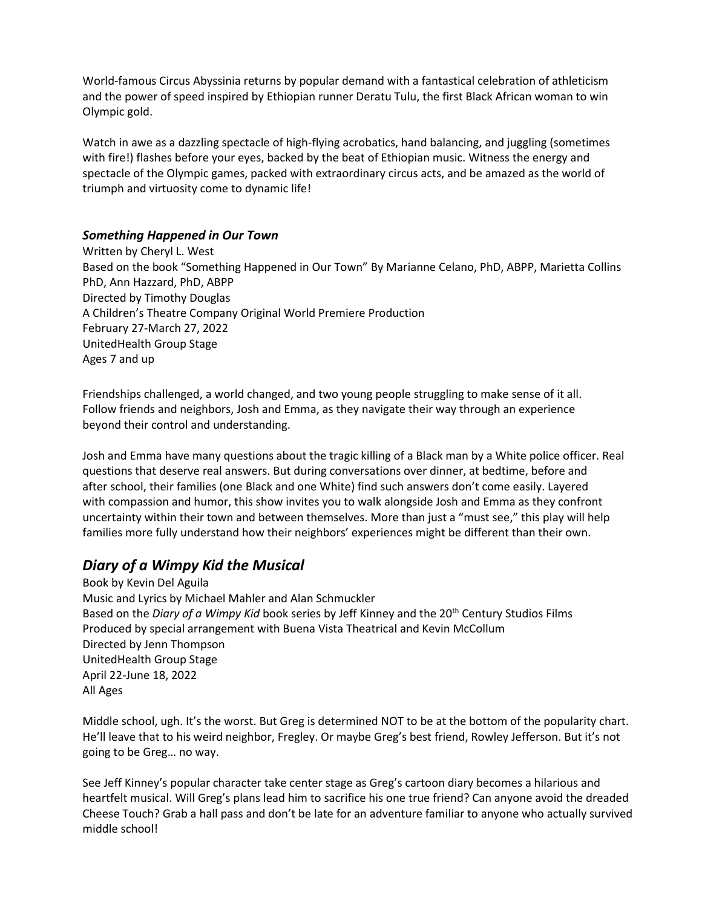World-famous Circus Abyssinia returns by popular demand with a fantastical celebration of athleticism and the power of speed inspired by Ethiopian runner Deratu Tulu, the first Black African woman to win Olympic gold.

Watch in awe as a dazzling spectacle of high-flying acrobatics, hand balancing, and juggling (sometimes with fire!) flashes before your eyes, backed by the beat of Ethiopian music. Witness the energy and spectacle of the Olympic games, packed with extraordinary circus acts, and be amazed as the world of triumph and virtuosity come to dynamic life!

### ***Something Happened in Our Town***

Written by Cheryl L. West  
Based on the book "Something Happened in Our Town" By Marianne Celano, PhD, ABPP, Marietta Collins PhD, Ann Hazzard, PhD, ABPP  
Directed by Timothy Douglas  
A Children's Theatre Company Original World Premiere Production  
February 27-March 27, 2022  
UnitedHealth Group Stage  
Ages 7 and up

Friendships challenged, a world changed, and two young people struggling to make sense of it all. Follow friends and neighbors, Josh and Emma, as they navigate their way through an experience beyond their control and understanding.

Josh and Emma have many questions about the tragic killing of a Black man by a White police officer. Real questions that deserve real answers. But during conversations over dinner, at bedtime, before and after school, their families (one Black and one White) find such answers don't come easily. Layered with compassion and humor, this show invites you to walk alongside Josh and Emma as they confront uncertainty within their town and between themselves. More than just a "must see," this play will help families more fully understand how their neighbors' experiences might be different than their own.

## ***Diary of a Wimpy Kid the Musical***

Book by Kevin Del Aguila  
Music and Lyrics by Michael Mahler and Alan Schmuckler  
Based on the *Diary of a Wimpy Kid* book series by Jeff Kinney and the 20th Century Studios Films  
Produced by special arrangement with Buena Vista Theatrical and Kevin McCollum  
Directed by Jenn Thompson  
UnitedHealth Group Stage  
April 22-June 18, 2022  
All Ages

Middle school, ugh. It's the worst. But Greg is determined NOT to be at the bottom of the popularity chart. He'll leave that to his weird neighbor, Fregley. Or maybe Greg's best friend, Rowley Jefferson. But it's not going to be Greg… no way.

See Jeff Kinney's popular character take center stage as Greg's cartoon diary becomes a hilarious and heartfelt musical. Will Greg's plans lead him to sacrifice his one true friend? Can anyone avoid the dreaded Cheese Touch? Grab a hall pass and don't be late for an adventure familiar to anyone who actually survived middle school!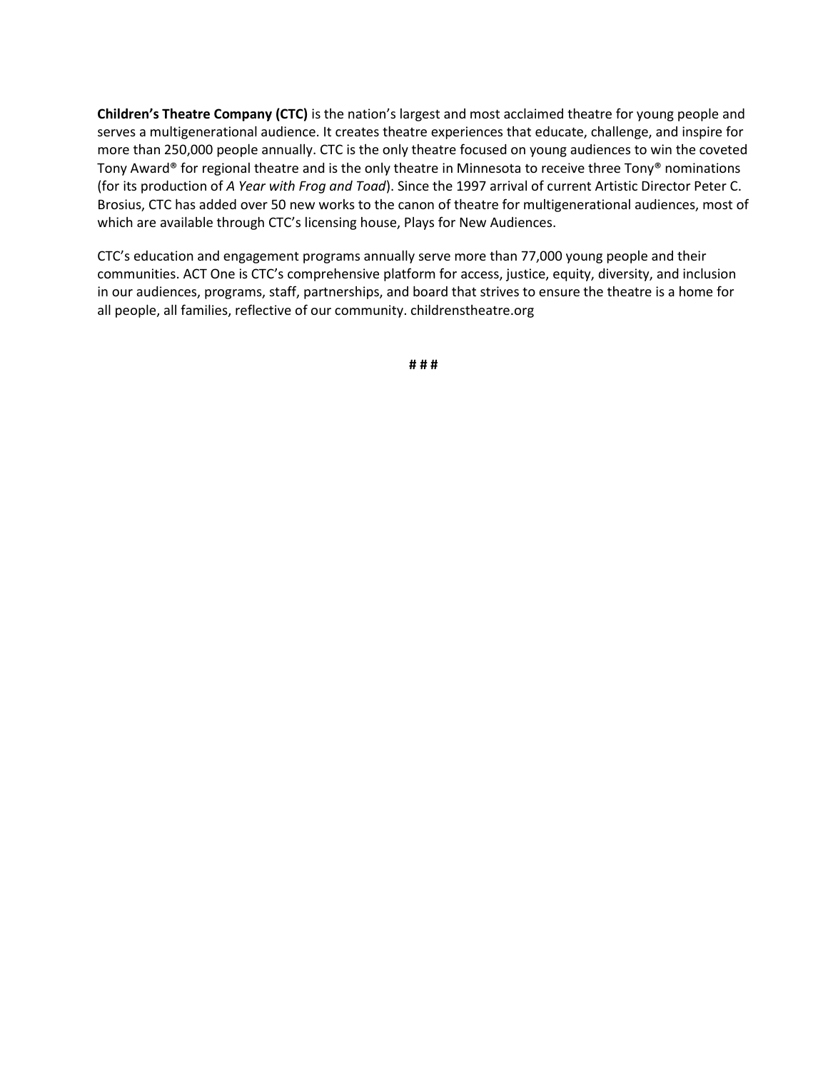**Children's Theatre Company (CTC)** is the nation's largest and most acclaimed theatre for young people and serves a multigenerational audience. It creates theatre experiences that educate, challenge, and inspire for more than 250,000 people annually. CTC is the only theatre focused on young audiences to win the coveted Tony Award® for regional theatre and is the only theatre in Minnesota to receive three Tony® nominations (for its production of *A Year with Frog and Toad*). Since the 1997 arrival of current Artistic Director Peter C. Brosius, CTC has added over 50 new works to the canon of theatre for multigenerational audiences, most of which are available through CTC's licensing house, Plays for New Audiences.

CTC's education and engagement programs annually serve more than 77,000 young people and their communities. ACT One is CTC's comprehensive platform for access, justice, equity, diversity, and inclusion in our audiences, programs, staff, partnerships, and board that strives to ensure the theatre is a home for all people, all families, reflective of our community. childrenstheatre.org

**# # #**